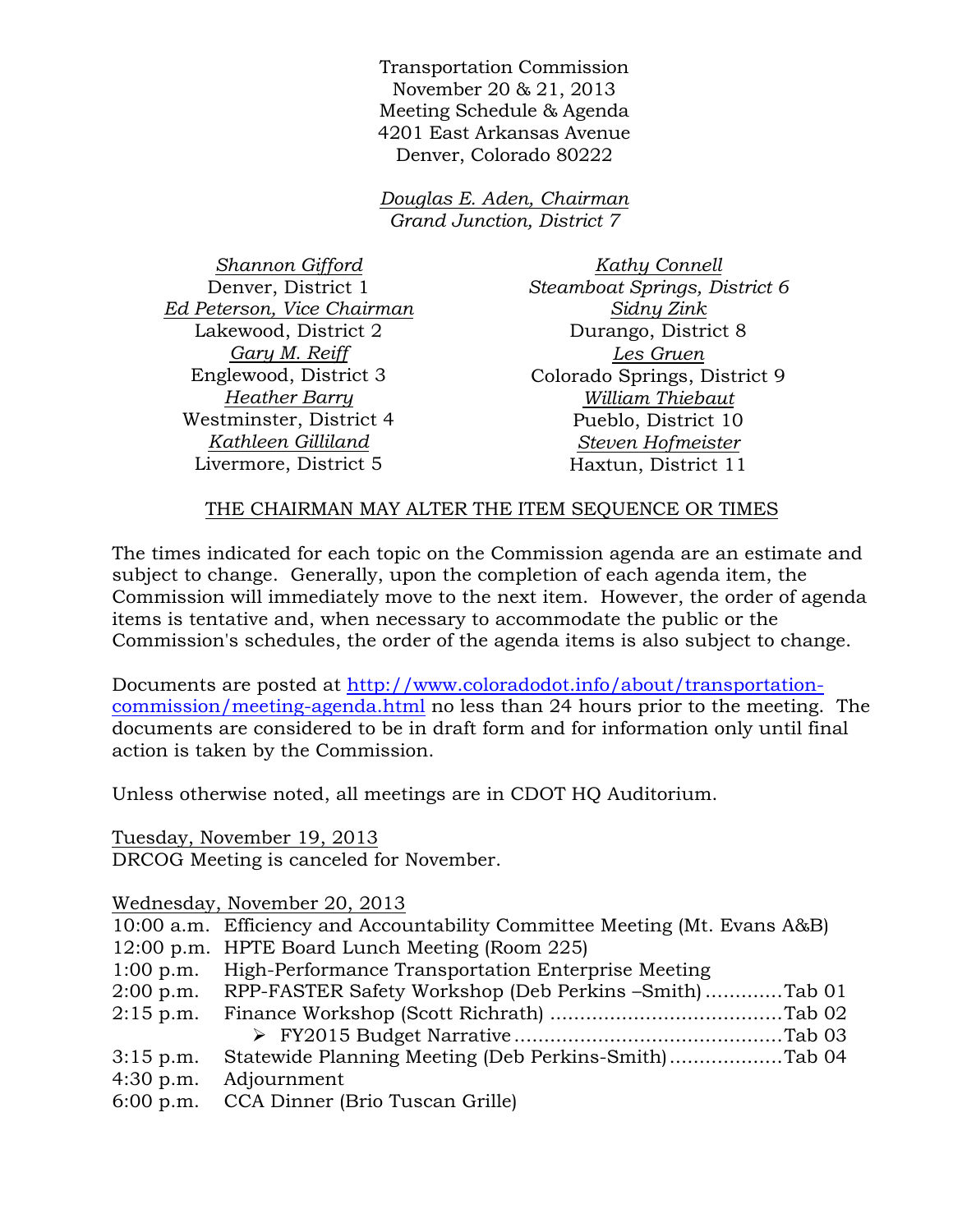Transportation Commission
November 20 & 21, 2013
Meeting Schedule & Agenda
4201 East Arkansas Avenue
Denver, Colorado 80222

*Douglas E. Aden, Chairman*
*Grand Junction, District 7*

Shannon Gifford
Denver, District 1

Ed Peterson, Vice Chairman
Lakewood, District 2

Gary M. Reiff
Englewood, District 3

Heather Barry
Westminster, District 4

Kathleen Gilliland
Livermore, District 5

*Kathy Connell*
*Steamboat Springs, District 6*

Sidny Zink
Durango, District 8

Les Gruen
Colorado Springs, District 9

William Thiebaut
Pueblo, District 10

Steven Hofmeister
Haxtun, District 11

THE CHAIRMAN MAY ALTER THE ITEM SEQUENCE OR TIMES

The times indicated for each topic on the Commission agenda are an estimate and subject to change. Generally, upon the completion of each agenda item, the Commission will immediately move to the next item. However, the order of agenda items is tentative and, when necessary to accommodate the public or the Commission's schedules, the order of the agenda items is also subject to change.

Documents are posted at http://www.coloradodot.info/about/transportation-commission/meeting-agenda.html no less than 24 hours prior to the meeting. The documents are considered to be in draft form and for information only until final action is taken by the Commission.

Unless otherwise noted, all meetings are in CDOT HQ Auditorium.

Tuesday, November 19, 2013
DRCOG Meeting is canceled for November.

Wednesday, November 20, 2013

10:00 a.m. Efficiency and Accountability Committee Meeting (Mt. Evans A&B)
12:00 p.m. HPTE Board Lunch Meeting (Room 225)
1:00 p.m. High-Performance Transportation Enterprise Meeting
2:00 p.m. RPP-FASTER Safety Workshop (Deb Perkins –Smith) ............Tab 01
2:15 p.m. Finance Workshop (Scott Richrath) ......................................Tab 02
- FY2015 Budget Narrative ...........................................Tab 03

3:15 p.m. Statewide Planning Meeting (Deb Perkins-Smith)...................Tab 04
4:30 p.m. Adjournment
6:00 p.m. CCA Dinner (Brio Tuscan Grille)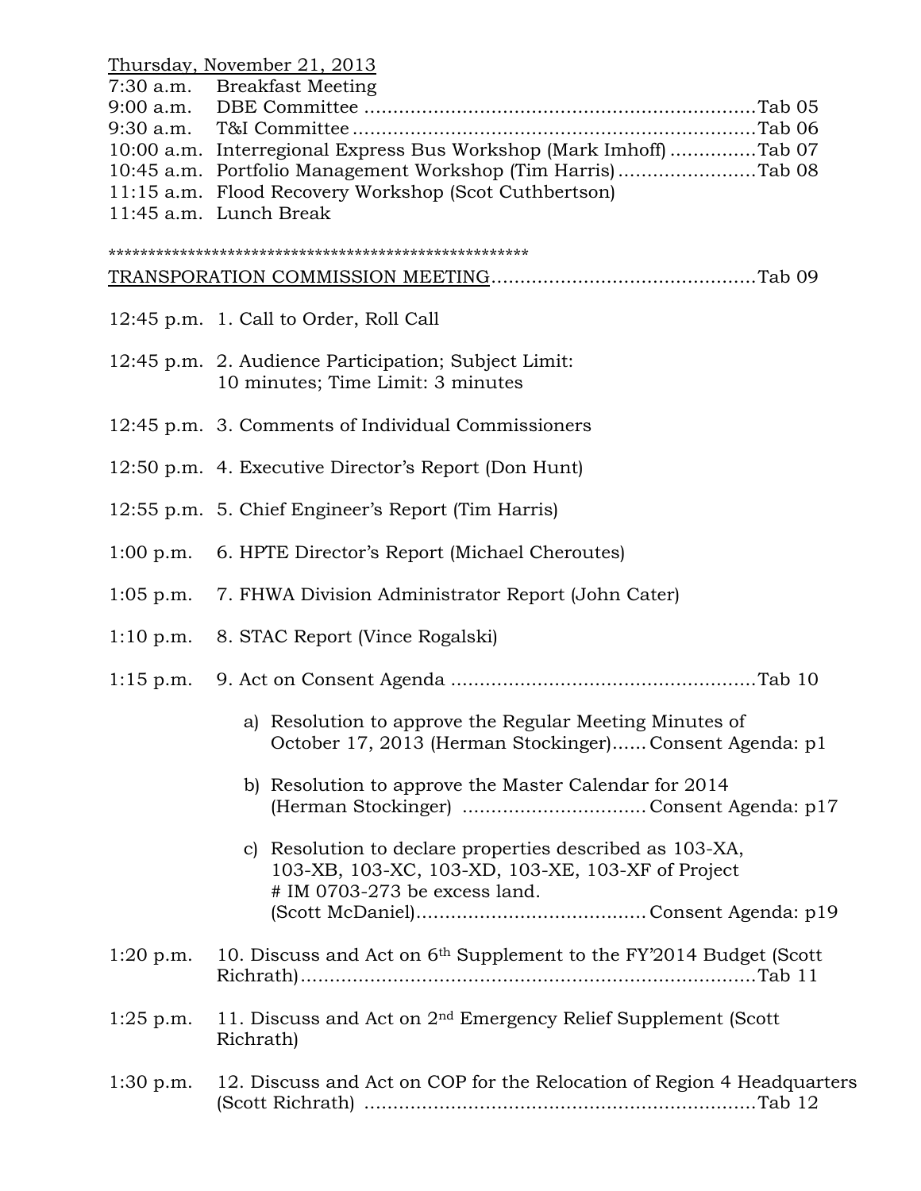Thursday, November 21, 2013

7:30 a.m. Breakfast Meeting
9:00 a.m. DBE Committee ....................................................................Tab 05
9:30 a.m. T&I Committee .....................................................................Tab 06
10:00 a.m. Interregional Express Bus Workshop (Mark Imhoff) ...............Tab 07
10:45 a.m. Portfolio Management Workshop (Tim Harris) ........................Tab 08
11:15 a.m. Flood Recovery Workshop (Scot Cuthbertson)
11:45 a.m. Lunch Break

*****************************************************

TRANSPORATION COMMISSION MEETING.............................................Tab 09

12:45 p.m. 1. Call to Order, Roll Call

12:45 p.m. 2. Audience Participation; Subject Limit: 10 minutes; Time Limit: 3 minutes

12:45 p.m. 3. Comments of Individual Commissioners

12:50 p.m. 4. Executive Director's Report (Don Hunt)

12:55 p.m. 5. Chief Engineer's Report (Tim Harris)

1:00 p.m. 6. HPTE Director's Report (Michael Cheroutes)

1:05 p.m. 7. FHWA Division Administrator Report (John Cater)

1:10 p.m. 8. STAC Report (Vince Rogalski)

1:15 p.m. 9. Act on Consent Agenda .....................................................Tab 10

a) Resolution to approve the Regular Meeting Minutes of October 17, 2013 (Herman Stockinger)...... Consent Agenda: p1

b) Resolution to approve the Master Calendar for 2014 (Herman Stockinger) ................................ Consent Agenda: p17

c) Resolution to declare properties described as 103-XA, 103-XB, 103-XC, 103-XD, 103-XE, 103-XF of Project # IM 0703-273 be excess land. (Scott McDaniel)....................................... Consent Agenda: p19

1:20 p.m. 10. Discuss and Act on 6th Supplement to the FY'2014 Budget (Scott Richrath)...............................................................................Tab 11

1:25 p.m. 11. Discuss and Act on 2nd Emergency Relief Supplement (Scott Richrath)

1:30 p.m. 12. Discuss and Act on COP for the Relocation of Region 4 Headquarters (Scott Richrath) ....................................................................Tab 12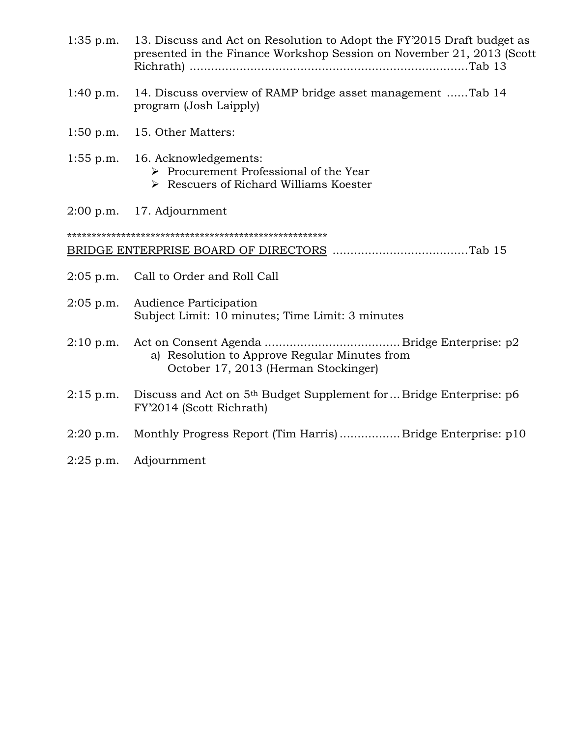1:35 p.m. 13. Discuss and Act on Resolution to Adopt the FY'2015 Draft budget as presented in the Finance Workshop Session on November 21, 2013 (Scott Richrath) ............................................................................Tab 13

1:40 p.m. 14. Discuss overview of RAMP bridge asset management ......Tab 14 program (Josh Laipply)

1:50 p.m. 15. Other Matters:

1:55 p.m. 16. Acknowledgements:

- Procurement Professional of the Year
- Rescuers of Richard Williams Koester

2:00 p.m. 17. Adjournment

*****************************************************

BRIDGE ENTERPRISE BOARD OF DIRECTORS .....................................Tab 15

2:05 p.m. Call to Order and Roll Call

2:05 p.m. Audience Participation
Subject Limit: 10 minutes; Time Limit: 3 minutes

2:10 p.m. Act on Consent Agenda ..................................... Bridge Enterprise: p2

a) Resolution to Approve Regular Minutes from October 17, 2013 (Herman Stockinger)

2:15 p.m. Discuss and Act on 5th Budget Supplement for ... Bridge Enterprise: p6 FY'2014 (Scott Richrath)

2:20 p.m. Monthly Progress Report (Tim Harris) ................ Bridge Enterprise: p10

2:25 p.m. Adjournment